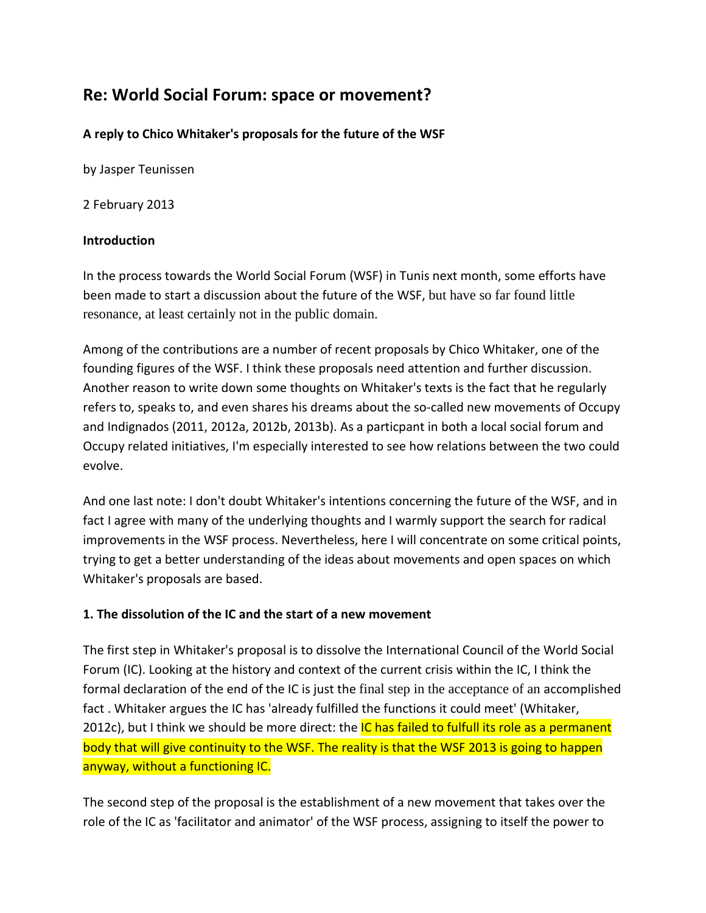# Re: World Social Forum: space or movement?

**A reply to Chico Whitaker's proposals for the future of the WSF**

by Jasper Teunissen

2 February 2013

**Introduction**

In the process towards the World Social Forum (WSF) in Tunis next month, some efforts have been made to start a discussion about the future of the WSF, but have so far found little resonance, at least certainly not in the public domain.

Among of the contributions are a number of recent proposals by Chico Whitaker, one of the founding figures of the WSF. I think these proposals need attention and further discussion. Another reason to write down some thoughts on Whitaker's texts is the fact that he regularly refers to, speaks to, and even shares his dreams about the so-called new movements of Occupy and Indignados (2011, 2012a, 2012b, 2013b). As a particpant in both a local social forum and Occupy related initiatives, I'm especially interested to see how relations between the two could evolve.

And one last note: I don't doubt Whitaker's intentions concerning the future of the WSF, and in fact I agree with many of the underlying thoughts and I warmly support the search for radical improvements in the WSF process. Nevertheless, here I will concentrate on some critical points, trying to get a better understanding of the ideas about movements and open spaces on which Whitaker's proposals are based.

**1. The dissolution of the IC and the start of a new movement**

The first step in Whitaker's proposal is to dissolve the International Council of the World Social Forum (IC). Looking at the history and context of the current crisis within the IC, I think the formal declaration of the end of the IC is just the final step in the acceptance of an accomplished fact . Whitaker argues the IC has 'already fulfilled the functions it could meet' (Whitaker, 2012c), but I think we should be more direct: the IC has failed to fulfull its role as a permanent body that will give continuity to the WSF. The reality is that the WSF 2013 is going to happen anyway, without a functioning IC.

The second step of the proposal is the establishment of a new movement that takes over the role of the IC as 'facilitator and animator' of the WSF process, assigning to itself the power to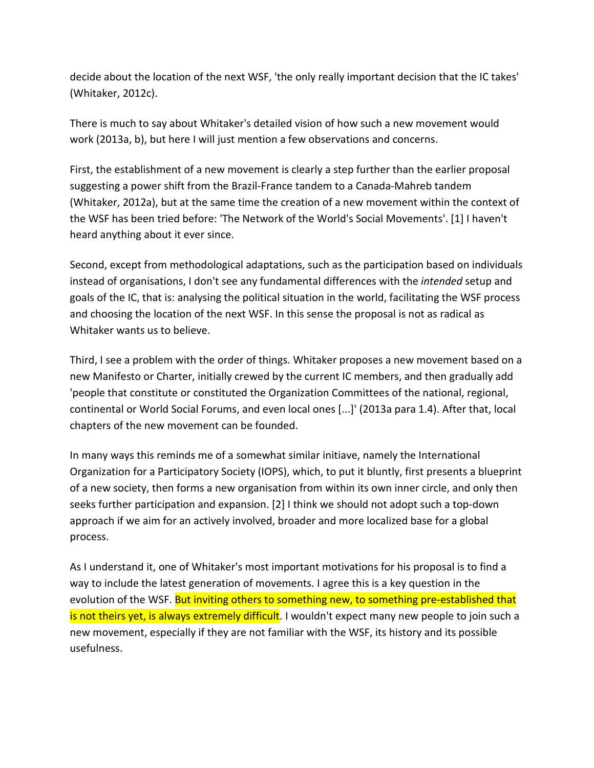decide about the location of the next WSF, 'the only really important decision that the IC takes' (Whitaker, 2012c).

There is much to say about Whitaker's detailed vision of how such a new movement would work (2013a, b), but here I will just mention a few observations and concerns.

First, the establishment of a new movement is clearly a step further than the earlier proposal suggesting a power shift from the Brazil-France tandem to a Canada-Mahreb tandem (Whitaker, 2012a), but at the same time the creation of a new movement within the context of the WSF has been tried before: 'The Network of the World's Social Movements'. [1] I haven't heard anything about it ever since.

Second, except from methodological adaptations, such as the participation based on individuals instead of organisations, I don't see any fundamental differences with the *intended* setup and goals of the IC, that is: analysing the political situation in the world, facilitating the WSF process and choosing the location of the next WSF. In this sense the proposal is not as radical as Whitaker wants us to believe.

Third, I see a problem with the order of things. Whitaker proposes a new movement based on a new Manifesto or Charter, initially crewed by the current IC members, and then gradually add 'people that constitute or constituted the Organization Committees of the national, regional, continental or World Social Forums, and even local ones [...]' (2013a para 1.4). After that, local chapters of the new movement can be founded.

In many ways this reminds me of a somewhat similar initiave, namely the International Organization for a Participatory Society (IOPS), which, to put it bluntly, first presents a blueprint of a new society, then forms a new organisation from within its own inner circle, and only then seeks further participation and expansion. [2] I think we should not adopt such a top-down approach if we aim for an actively involved, broader and more localized base for a global process.

As I understand it, one of Whitaker's most important motivations for his proposal is to find a way to include the latest generation of movements. I agree this is a key question in the evolution of the WSF. But inviting others to something new, to something pre-established that is not theirs yet, is always extremely difficult. I wouldn't expect many new people to join such a new movement, especially if they are not familiar with the WSF, its history and its possible usefulness.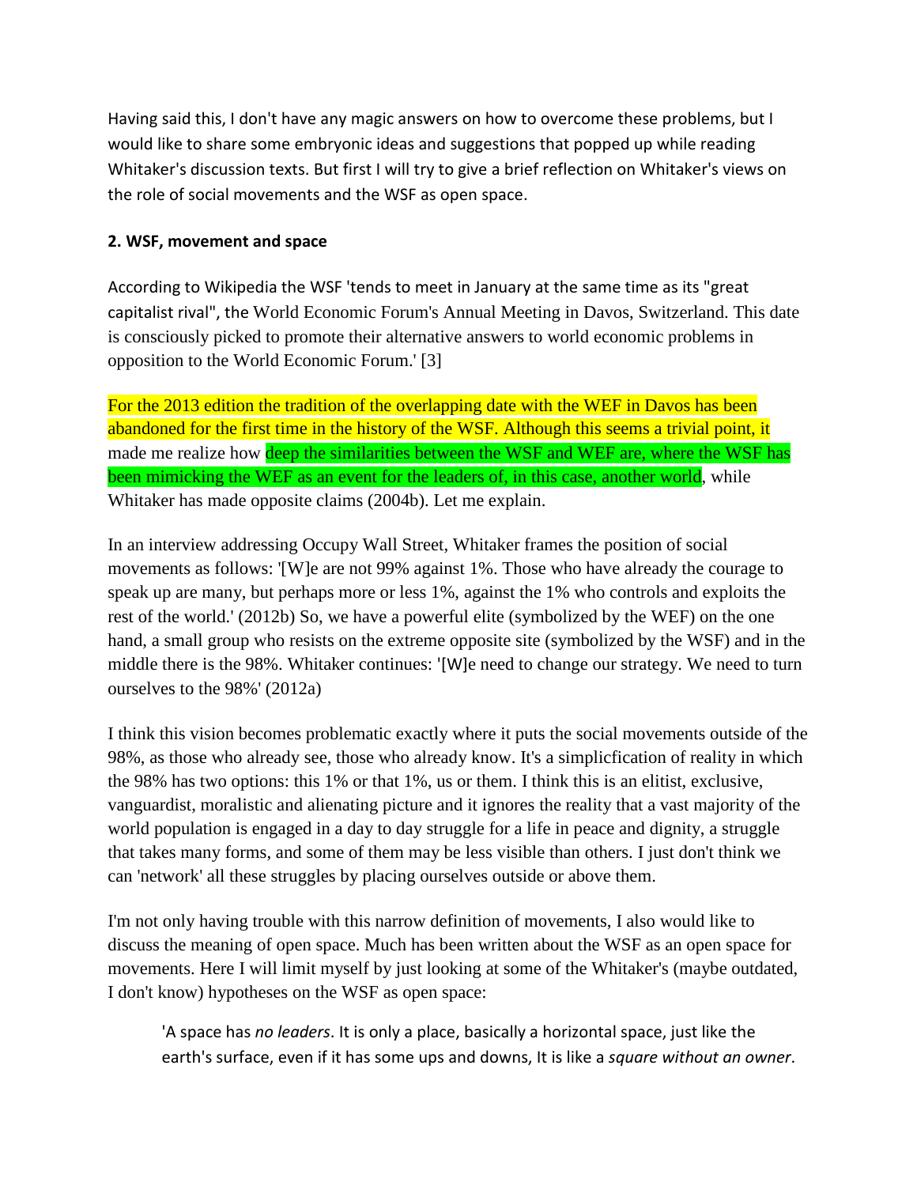Having said this, I don't have any magic answers on how to overcome these problems, but I would like to share some embryonic ideas and suggestions that popped up while reading Whitaker's discussion texts. But first I will try to give a brief reflection on Whitaker's views on the role of social movements and the WSF as open space.

**2. WSF, movement and space**

According to Wikipedia the WSF 'tends to meet in January at the same time as its "great capitalist rival", the World Economic Forum's Annual Meeting in Davos, Switzerland. This date is consciously picked to promote their alternative answers to world economic problems in opposition to the World Economic Forum.' [3]

For the 2013 edition the tradition of the overlapping date with the WEF in Davos has been abandoned for the first time in the history of the WSF. Although this seems a trivial point, it made me realize how deep the similarities between the WSF and WEF are, where the WSF has been mimicking the WEF as an event for the leaders of, in this case, another world, while Whitaker has made opposite claims (2004b). Let me explain.

In an interview addressing Occupy Wall Street, Whitaker frames the position of social movements as follows: '[W]e are not 99% against 1%. Those who have already the courage to speak up are many, but perhaps more or less 1%, against the 1% who controls and exploits the rest of the world.' (2012b) So, we have a powerful elite (symbolized by the WEF) on the one hand, a small group who resists on the extreme opposite site (symbolized by the WSF) and in the middle there is the 98%. Whitaker continues: '[W]e need to change our strategy. We need to turn ourselves to the 98%' (2012a)

I think this vision becomes problematic exactly where it puts the social movements outside of the 98%, as those who already see, those who already know. It's a simplicfication of reality in which the 98% has two options: this 1% or that 1%, us or them. I think this is an elitist, exclusive, vanguardist, moralistic and alienating picture and it ignores the reality that a vast majority of the world population is engaged in a day to day struggle for a life in peace and dignity, a struggle that takes many forms, and some of them may be less visible than others. I just don't think we can 'network' all these struggles by placing ourselves outside or above them.

I'm not only having trouble with this narrow definition of movements, I also would like to discuss the meaning of open space. Much has been written about the WSF as an open space for movements. Here I will limit myself by just looking at some of the Whitaker's (maybe outdated, I don't know) hypotheses on the WSF as open space:

> 'A space has *no leaders*. It is only a place, basically a horizontal space, just like the earth's surface, even if it has some ups and downs, It is like a *square without an owner*.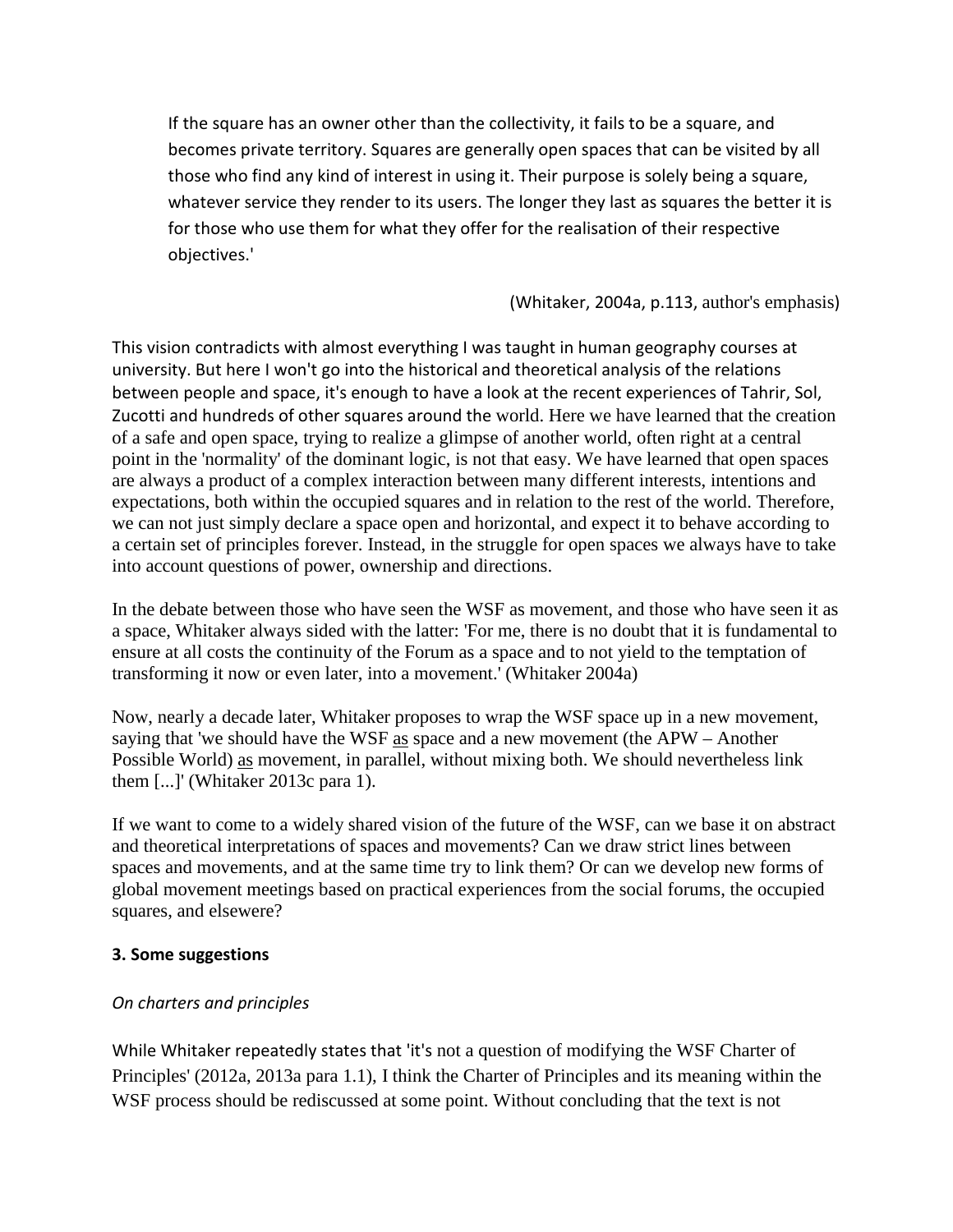> If the square has an owner other than the collectivity, it fails to be a square, and becomes private territory. Squares are generally open spaces that can be visited by all those who find any kind of interest in using it. Their purpose is solely being a square, whatever service they render to its users. The longer they last as squares the better it is for those who use them for what they offer for the realisation of their respective objectives.'
>
> (Whitaker, 2004a, p.113, author's emphasis)

This vision contradicts with almost everything I was taught in human geography courses at university. But here I won't go into the historical and theoretical analysis of the relations between people and space, it's enough to have a look at the recent experiences of Tahrir, Sol, Zucotti and hundreds of other squares around the world. Here we have learned that the creation of a safe and open space, trying to realize a glimpse of another world, often right at a central point in the 'normality' of the dominant logic, is not that easy. We have learned that open spaces are always a product of a complex interaction between many different interests, intentions and expectations, both within the occupied squares and in relation to the rest of the world. Therefore, we can not just simply declare a space open and horizontal, and expect it to behave according to a certain set of principles forever. Instead, in the struggle for open spaces we always have to take into account questions of power, ownership and directions.

In the debate between those who have seen the WSF as movement, and those who have seen it as a space, Whitaker always sided with the latter: 'For me, there is no doubt that it is fundamental to ensure at all costs the continuity of the Forum as a space and to not yield to the temptation of transforming it now or even later, into a movement.' (Whitaker 2004a)

Now, nearly a decade later, Whitaker proposes to wrap the WSF space up in a new movement, saying that 'we should have the WSF <u>as</u> space and a new movement (the APW – Another Possible World) <u>as</u> movement, in parallel, without mixing both. We should nevertheless link them [...]' (Whitaker 2013c para 1).

If we want to come to a widely shared vision of the future of the WSF, can we base it on abstract and theoretical interpretations of spaces and movements? Can we draw strict lines between spaces and movements, and at the same time try to link them? Or can we develop new forms of global movement meetings based on practical experiences from the social forums, the occupied squares, and elsewere?

## 3. Some suggestions

### *On charters and principles*

While Whitaker repeatedly states that 'it's not a question of modifying the WSF Charter of Principles' (2012a, 2013a para 1.1), I think the Charter of Principles and its meaning within the WSF process should be rediscussed at some point. Without concluding that the text is not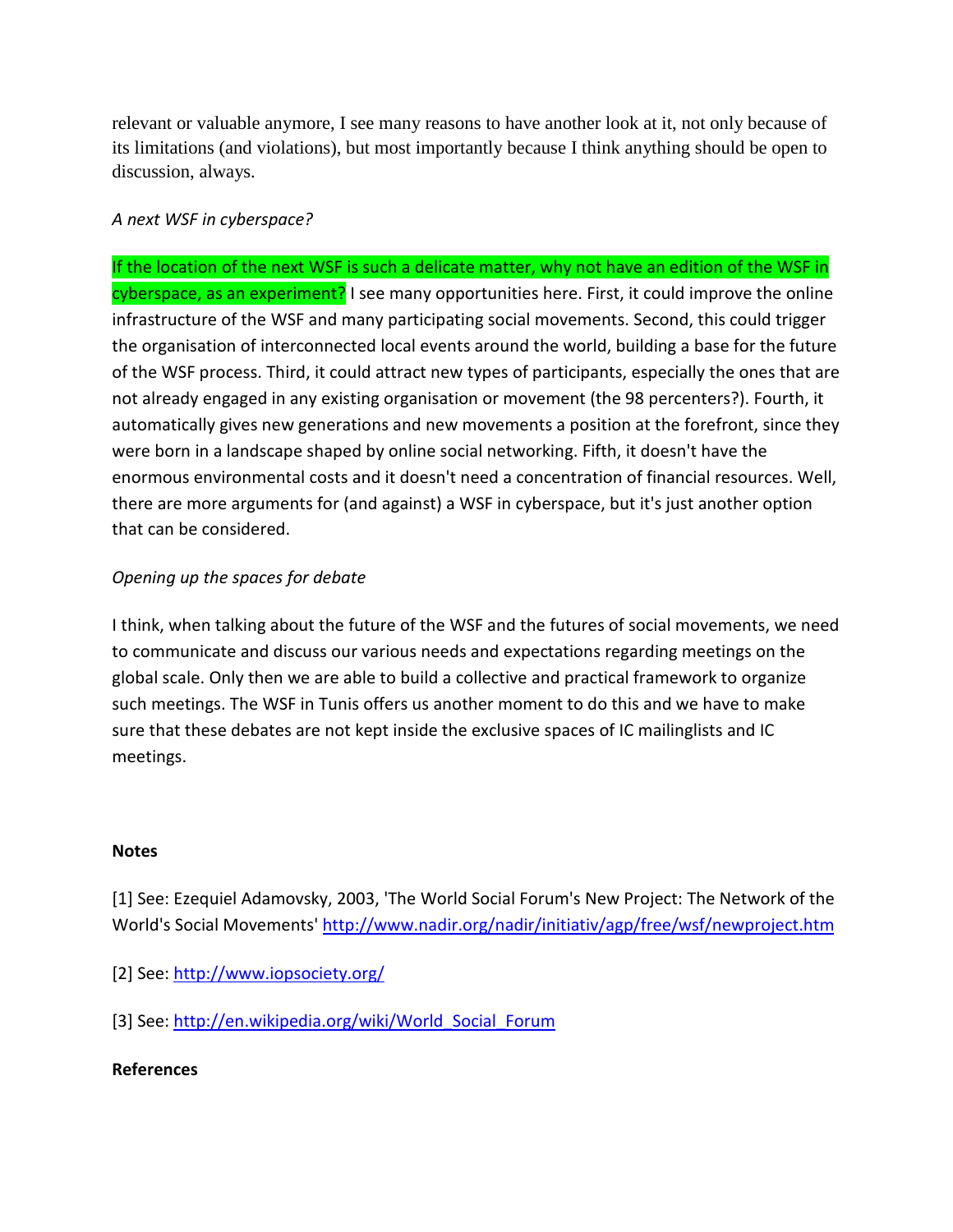relevant or valuable anymore, I see many reasons to have another look at it, not only because of its limitations (and violations), but most importantly because I think anything should be open to discussion, always.

*A next WSF in cyberspace?*

If the location of the next WSF is such a delicate matter, why not have an edition of the WSF in cyberspace, as an experiment? I see many opportunities here. First, it could improve the online infrastructure of the WSF and many participating social movements. Second, this could trigger the organisation of interconnected local events around the world, building a base for the future of the WSF process. Third, it could attract new types of participants, especially the ones that are not already engaged in any existing organisation or movement (the 98 percenters?). Fourth, it automatically gives new generations and new movements a position at the forefront, since they were born in a landscape shaped by online social networking. Fifth, it doesn't have the enormous environmental costs and it doesn't need a concentration of financial resources. Well, there are more arguments for (and against) a WSF in cyberspace, but it's just another option that can be considered.

*Opening up the spaces for debate*

I think, when talking about the future of the WSF and the futures of social movements, we need to communicate and discuss our various needs and expectations regarding meetings on the global scale. Only then we are able to build a collective and practical framework to organize such meetings. The WSF in Tunis offers us another moment to do this and we have to make sure that these debates are not kept inside the exclusive spaces of IC mailinglists and IC meetings.

**Notes**

[1] See: Ezequiel Adamovsky, 2003, 'The World Social Forum's New Project: The Network of the World's Social Movements' http://www.nadir.org/nadir/initiativ/agp/free/wsf/newproject.htm

[2] See: http://www.iopsociety.org/

[3] See: http://en.wikipedia.org/wiki/World_Social_Forum

**References**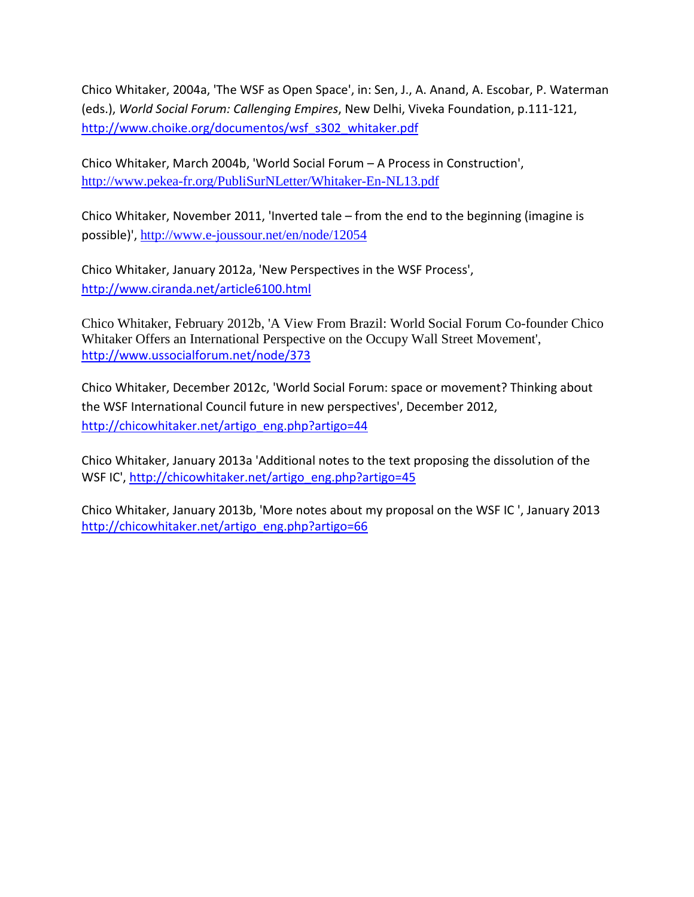Chico Whitaker, 2004a, 'The WSF as Open Space', in: Sen, J., A. Anand, A. Escobar, P. Waterman (eds.), *World Social Forum: Callenging Empires*, New Delhi, Viveka Foundation, p.111-121, http://www.choike.org/documentos/wsf_s302_whitaker.pdf

Chico Whitaker, March 2004b, 'World Social Forum – A Process in Construction', http://www.pekea-fr.org/PubliSurNLetter/Whitaker-En-NL13.pdf

Chico Whitaker, November 2011, 'Inverted tale – from the end to the beginning (imagine is possible)', http://www.e-joussour.net/en/node/12054

Chico Whitaker, January 2012a, 'New Perspectives in the WSF Process', http://www.ciranda.net/article6100.html

Chico Whitaker, February 2012b, 'A View From Brazil: World Social Forum Co-founder Chico Whitaker Offers an International Perspective on the Occupy Wall Street Movement', http://www.ussocialforum.net/node/373

Chico Whitaker, December 2012c, 'World Social Forum: space or movement? Thinking about the WSF International Council future in new perspectives', December 2012, http://chicowhitaker.net/artigo_eng.php?artigo=44

Chico Whitaker, January 2013a 'Additional notes to the text proposing the dissolution of the WSF IC', http://chicowhitaker.net/artigo_eng.php?artigo=45

Chico Whitaker, January 2013b, 'More notes about my proposal on the WSF IC ', January 2013 http://chicowhitaker.net/artigo_eng.php?artigo=66